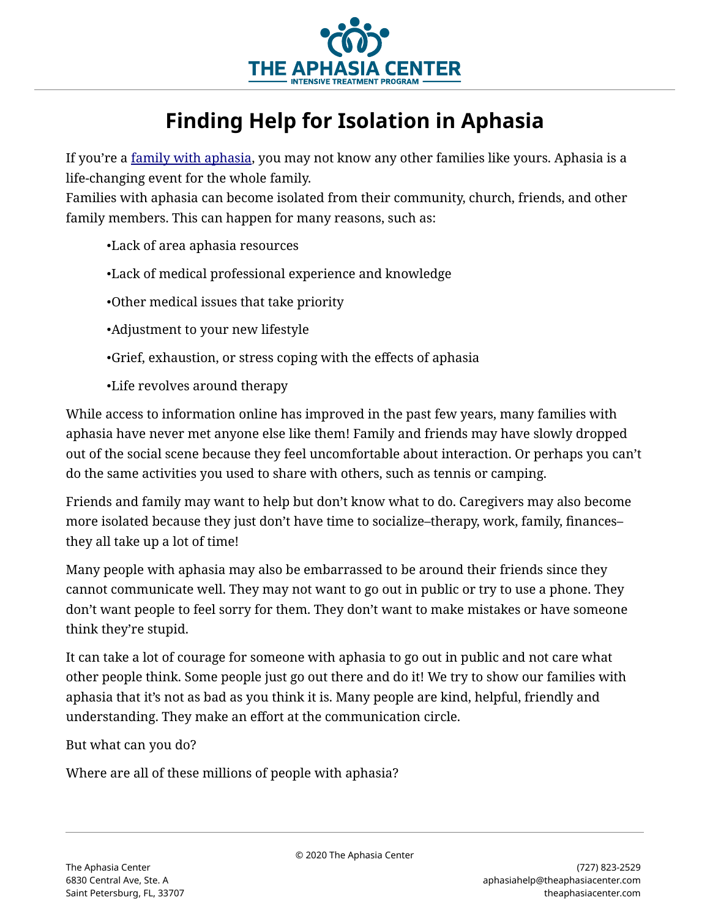# Finding Help for Isolation in Aphasia

If you're a [family with aphasia](), you may not know any other families like yours. Aphasia is a life-changing event for the whole family.
Families with aphasia can become isolated from their community, church, friends, and other family members. This can happen for many reasons, such as:

- Lack of area aphasia resources
- Lack of medical professional experience and knowledge
- Other medical issues that take priority
- Adjustment to your new lifestyle
- Grief, exhaustion, or stress coping with the effects of aphasia
- Life revolves around therapy

While access to information online has improved in the past few years, many families with aphasia have never met anyone else like them! Family and friends may have slowly dropped out of the social scene because they feel uncomfortable about interaction. Or perhaps you can't do the same activities you used to share with others, such as tennis or camping.

Friends and family may want to help but don't know what to do. Caregivers may also become more isolated because they just don't have time to socialize–therapy, work, family, finances–they all take up a lot of time!

Many people with aphasia may also be embarrassed to be around their friends since they cannot communicate well. They may not want to go out in public or try to use a phone. They don't want people to feel sorry for them. They don't want to make mistakes or have someone think they're stupid.

It can take a lot of courage for someone with aphasia to go out in public and not care what other people think. Some people just go out there and do it! We try to show our families with aphasia that it's not as bad as you think it is. Many people are kind, helpful, friendly and understanding. They make an effort at the communication circle.

But what can you do?

Where are all of these millions of people with aphasia?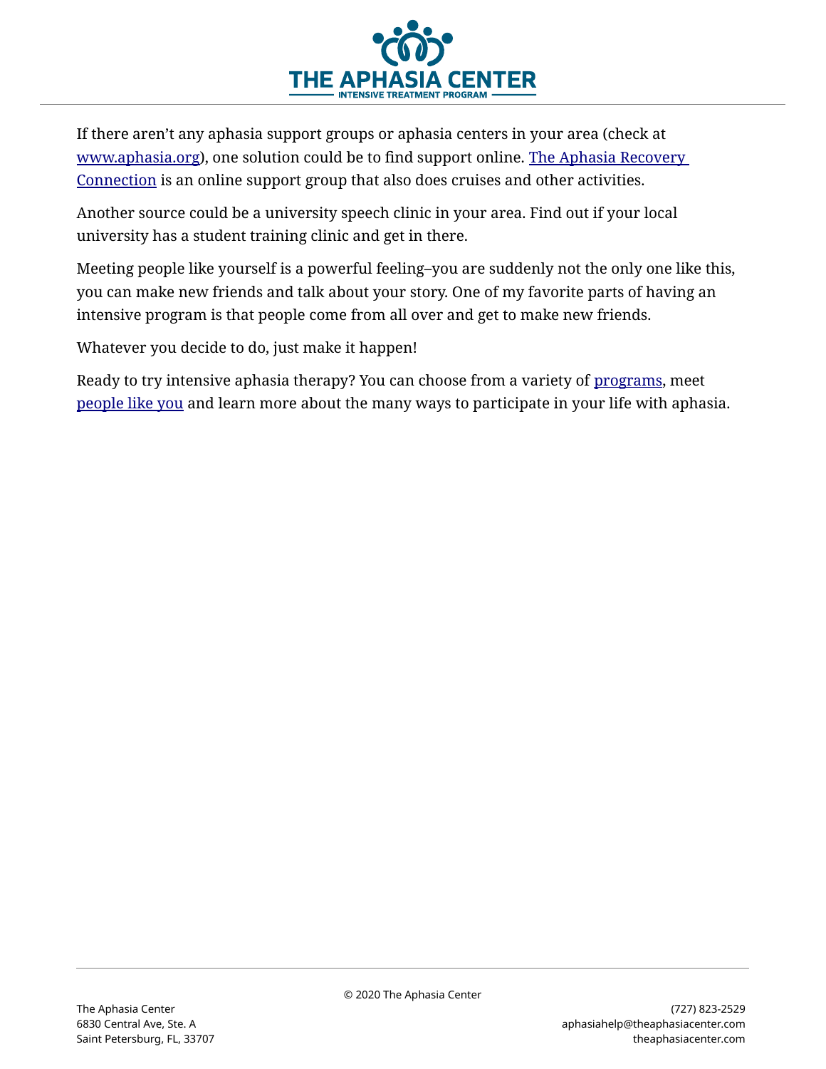If there aren't any aphasia support groups or aphasia centers in your area (check at www.aphasia.org), one solution could be to find support online. The Aphasia Recovery Connection is an online support group that also does cruises and other activities.

Another source could be a university speech clinic in your area. Find out if your local university has a student training clinic and get in there.

Meeting people like yourself is a powerful feeling–you are suddenly not the only one like this, you can make new friends and talk about your story. One of my favorite parts of having an intensive program is that people come from all over and get to make new friends.

Whatever you decide to do, just make it happen!

Ready to try intensive aphasia therapy? You can choose from a variety of programs, meet people like you and learn more about the many ways to participate in your life with aphasia.